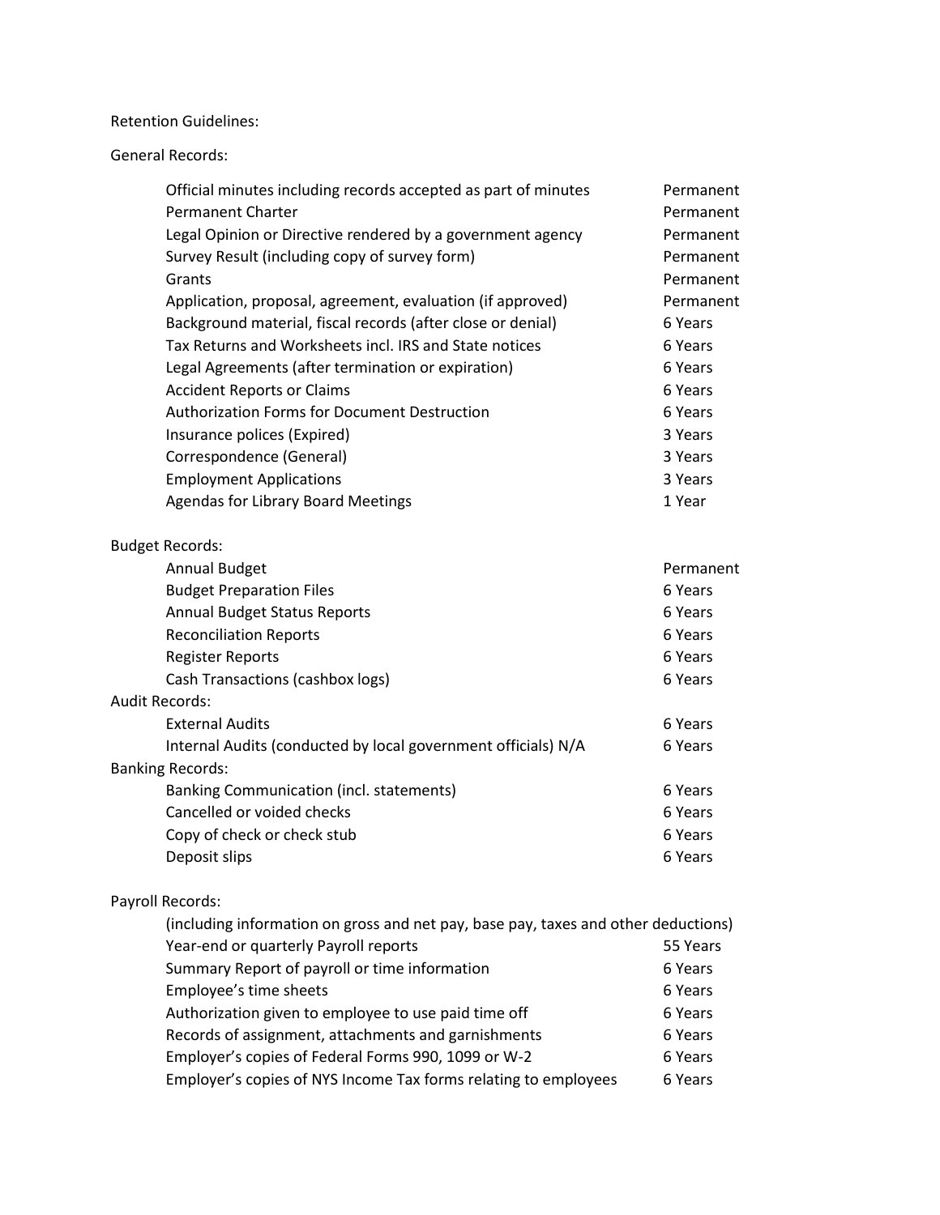Retention Guidelines:

General Records:

| Record | Retention |
|---|---|
| Official minutes including records accepted as part of minutes | Permanent |
| Permanent Charter | Permanent |
| Legal Opinion or Directive rendered by a government agency | Permanent |
| Survey Result (including copy of survey form) | Permanent |
| Grants | Permanent |
| Application, proposal, agreement, evaluation (if approved) | Permanent |
| Background material, fiscal records (after close or denial) | 6 Years |
| Tax Returns and Worksheets incl. IRS and State notices | 6 Years |
| Legal Agreements (after termination or expiration) | 6 Years |
| Accident Reports or Claims | 6 Years |
| Authorization Forms for Document Destruction | 6 Years |
| Insurance polices (Expired) | 3 Years |
| Correspondence (General) | 3 Years |
| Employment Applications | 3 Years |
| Agendas for Library Board Meetings | 1 Year |

Budget Records:

| Record | Retention |
|---|---|
| Annual Budget | Permanent |
| Budget Preparation Files | 6 Years |
| Annual Budget Status Reports | 6 Years |
| Reconciliation Reports | 6 Years |
| Register Reports | 6 Years |
| Cash Transactions (cashbox logs) | 6 Years |

Audit Records:

| Record | Retention |
|---|---|
| External Audits | 6 Years |
| Internal Audits (conducted by local government officials) N/A | 6 Years |

Banking Records:

| Record | Retention |
|---|---|
| Banking Communication (incl. statements) | 6 Years |
| Cancelled or voided checks | 6 Years |
| Copy of check or check stub | 6 Years |
| Deposit slips | 6 Years |

Payroll Records:

(including information on gross and net pay, base pay, taxes and other deductions)

| Record | Retention |
|---|---|
| Year-end or quarterly Payroll reports | 55 Years |
| Summary Report of payroll or time information | 6 Years |
| Employee's time sheets | 6 Years |
| Authorization given to employee to use paid time off | 6 Years |
| Records of assignment, attachments and garnishments | 6 Years |
| Employer's copies of Federal Forms 990, 1099 or W-2 | 6 Years |
| Employer's copies of NYS Income Tax forms relating to employees | 6 Years |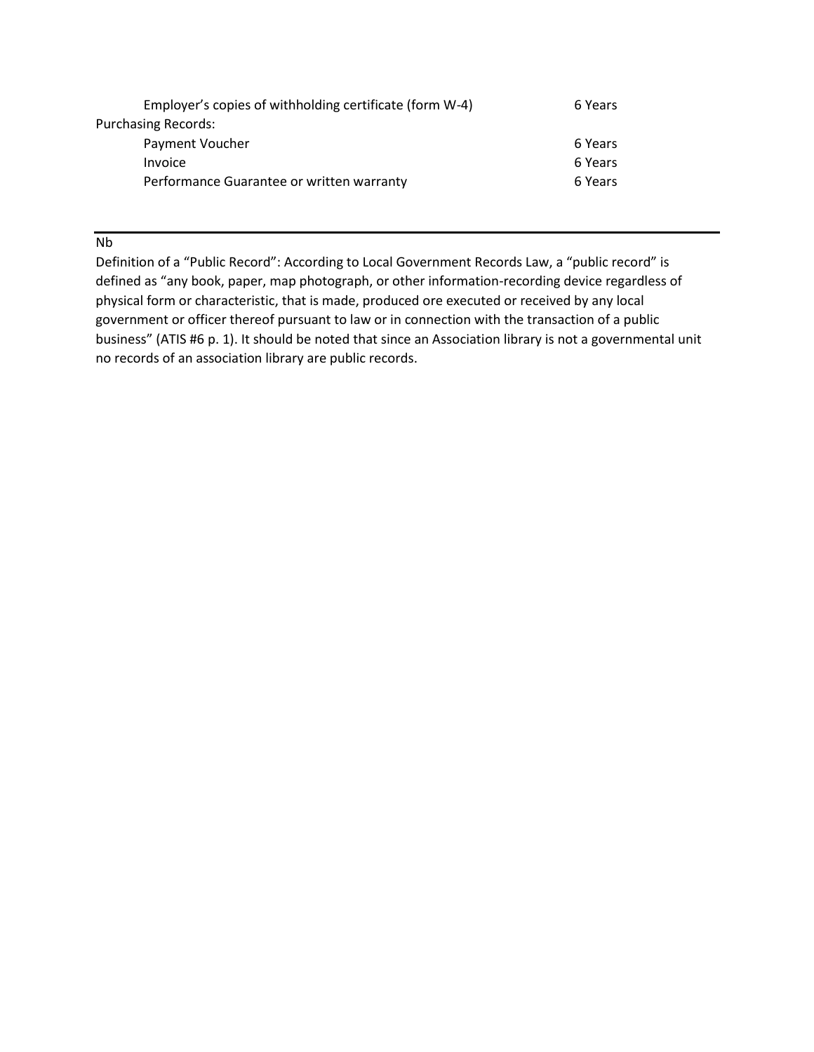| | |
|---|---|
| Employer's copies of withholding certificate (form W-4) | 6 Years |
| Purchasing Records: | |
| Payment Voucher | 6 Years |
| Invoice | 6 Years |
| Performance Guarantee or written warranty | 6 Years |

---

Nb

Definition of a "Public Record": According to Local Government Records Law, a "public record" is defined as "any book, paper, map photograph, or other information-recording device regardless of physical form or characteristic, that is made, produced ore executed or received by any local government or officer thereof pursuant to law or in connection with the transaction of a public business" (ATIS #6 p. 1). It should be noted that since an Association library is not a governmental unit no records of an association library are public records.